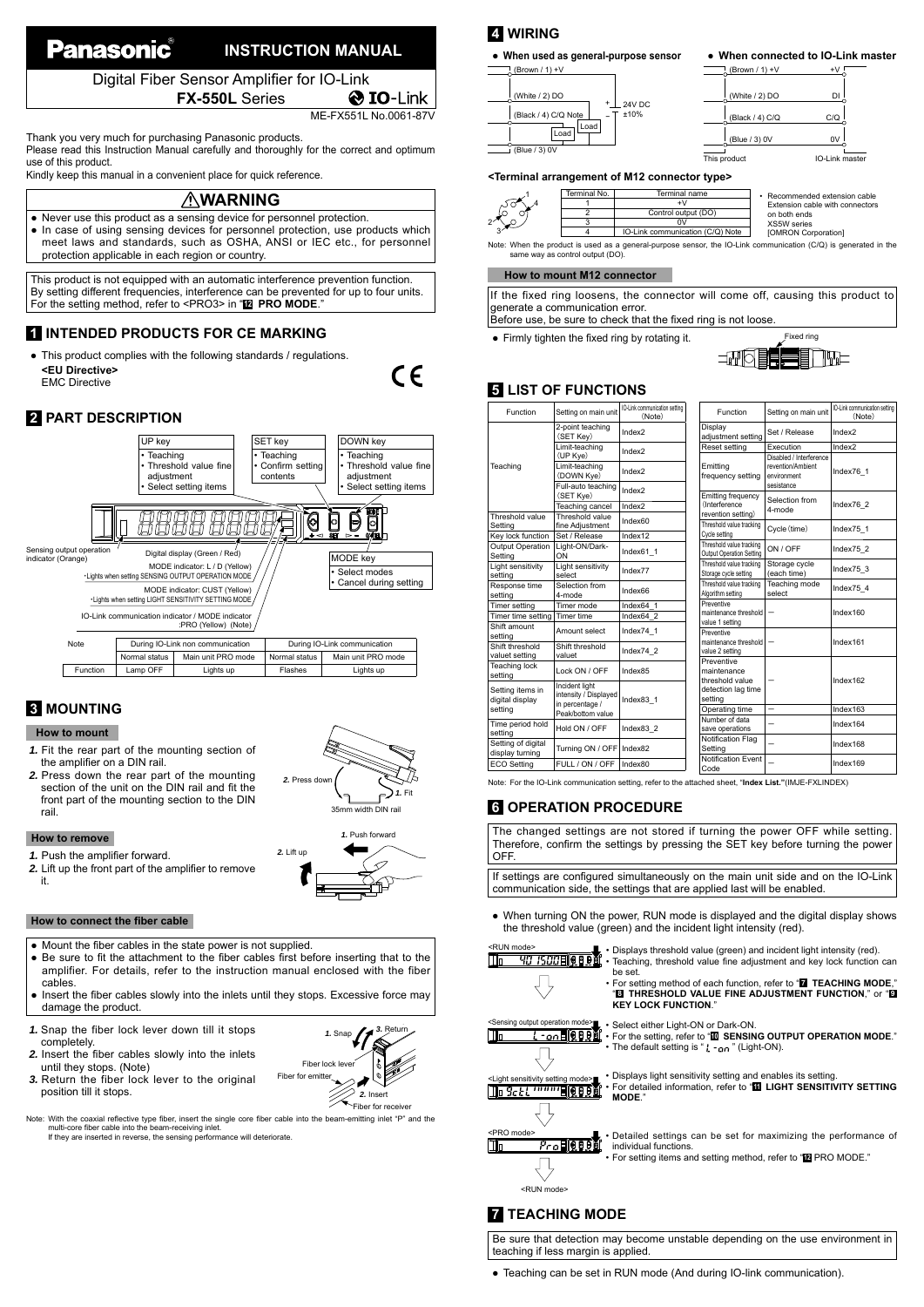# Panasonic INSTRUCTION MANUAL

## Digital Fiber Sensor Amplifier for IO-Link
## FX-550L Series

IO-Link

ME-FX551L No.0061-87V

Thank you very much for purchasing Panasonic products.
Please read this Instruction Manual carefully and thoroughly for the correct and optimum use of this product.
Kindly keep this manual in a convenient place for quick reference.

## ⚠WARNING

- Never use this product as a sensing device for personnel protection.
- In case of using sensing devices for personnel protection, use products which meet laws and standards, such as OSHA, ANSI or IEC etc., for personnel protection applicable in each region or country.

This product is not equipped with an automatic interference prevention function. By setting different frequencies, interference can be prevented for up to four units. For the setting method, refer to <PRO3> in "12 PRO MODE."

## 1 INTENDED PRODUCTS FOR CE MARKING

- This product complies with the following standards / regulations.

**<EU Directive>**
EMC Directive

## 2 PART DESCRIPTION

- UP key: • Teaching • Threshold value fine adjustment • Select setting items
- SET key: • Teaching • Confirm setting contents
- DOWN key: • Teaching • Threshold value fine adjustment • Select setting items
- MODE key: • Select modes • Cancel during setting
- Sensing output operation indicator (Orange)
- Digital display (Green / Red)
- MODE indicator: L / D (Yellow) •Lights when setting SENSING OUTPUT OPERATION MODE
- MODE indicator: CUST (Yellow) •Lights when setting LIGHT SENSITIVITY SETTING MODE
- IO-Link communication indicator / MODE indicator :PRO (Yellow) (Note)

| Note | During IO-Link non communication | | During IO-Link communication | |
|---|---|---|---|---|
| | Normal status | Main unit PRO mode | Normal status | Main unit PRO mode |
| Function | Lamp OFF | Lights up | Flashes | Lights up |

## 3 MOUNTING

### How to mount

1. Fit the rear part of the mounting section of the amplifier on a DIN rail.
2. Press down the rear part of the mounting section of the unit on the DIN rail and fit the front part of the mounting section to the DIN rail.

35mm width DIN rail

### How to remove

1. Push the amplifier forward.
2. Lift up the front part of the amplifier to remove it.

### How to connect the fiber cable

- Mount the fiber cables in the state power is not supplied.
- Be sure to fit the attachment to the fiber cables first before inserting that to the amplifier. For details, refer to the instruction manual enclosed with the fiber cables.
- Insert the fiber cables slowly into the inlets until they stops. Excessive force may damage the product.

1. Snap the fiber lock lever down till it stops completely.
2. Insert the fiber cables slowly into the inlets until they stop. (Note)
3. Return the fiber lock lever to the original position till it stops.

Note: With the coaxial reflective type fiber, insert the single core fiber cable into the beam-emitting inlet "P" and the multi-core fiber cable into the beam-receiving inlet.
If they are inserted in reverse, the sensing performance will deteriorate.

## 4 WIRING

- **When used as general-purpose sensor**: (Brown / 1) +V, (White / 2) DO, (Black / 4) C/Q Note, (Blue / 3) 0V, Load, 24V DC ±10%
- **When connected to IO-Link master**: (Brown / 1) +V — +V, (White / 2) DO — DI, (Black / 4) C/Q — C/Q, (Blue / 3) 0V — 0V; This product / IO-Link master

**<Terminal arrangement of M12 connector type>**

| Terminal No. | Terminal name |
|---|---|
| 1 | +V |
| 2 | Control output (DO) |
| 3 | 0V |
| 4 | IO-Link communication (C/Q) Note |

- Recommended extension cable
  Extension cable with connectors on both ends
  XS5W series
  [OMRON Corporation]

Note: When the product is used as a general-purpose sensor, the IO-Link communication (C/Q) is generated in the same way as control output (DO).

### How to mount M12 connector

If the fixed ring loosens, the connector will come off, causing this product to generate a communication error.
Before use, be sure to check that the fixed ring is not loose.

- Firmly tighten the fixed ring by rotating it.

## 5 LIST OF FUNCTIONS

| Function | Setting on main unit | IO-Link communication setting (Note) |
|---|---|---|
| Teaching | 2-point teaching (SET Key) | Index2 |
| | Limit-teaching (UP Kye) | Index2 |
| | Limit-teaching (DOWN Kye) | Index2 |
| | Full-auto teaching (SET Kye) | Index2 |
| | Teaching cancel | Index2 |
| Threshold value Setting | Threshold value fine Adjustment | Index60 |
| Key lock function | Set / Release | Index12 |
| Output Operation Setting | Light-ON/Dark-ON | Index61_1 |
| Light sensitivity setting | Light sensitivity select | Index77 |
| Response time setting | Selection from 4-mode | Index66 |
| Timer setting | Timer mode | Index64_1 |
| Timer time setting | Timer time | Index64_2 |
| Shift amount setting | Amount select | Index74_1 |
| Shift threshold valuet setting | Shift threshold valuet | Index74_2 |
| Teaching lock setting | Lock ON / OFF | Index85 |
| Setting items in digital display setting | Incident light intensity / Displayed in percentage / Peak/bottom value | Index83_1 |
| Time period hold setting | Hold ON / OFF | Index83_2 |
| Setting of digital display turning | Turning ON / OFF | Index82 |
| ECO Setting | FULL / ON / OFF | Index80 |
| Display adjustment setting | Set / Release | Index2 |
| Reset setting | Execution | Index2 |
| Emitting frequency setting | Disabled / Interference revention/Ambient environment sesistance | Index76_1 |
| Emitting frequency (Interference revention setting) | Selection from 4-mode | Index76_2 |
| Threshold value tracking Cycle setting | Cycle (time) | Index75_1 |
| Threshold value tracking Output Operation Setting | ON / OFF | Index75_2 |
| Threshold value tracking Storage cycle setting | Storage cycle (each time) | Index75_3 |
| Threshold value tracking Algorithm setting | Teaching mode select | Index75_4 |
| Preventive maintenance threshold value 1 setting | — | Index160 |
| Preventive maintenance threshold value 2 setting | — | Index161 |
| Preventive maintenance threshold value detection lag time setting | — | Index162 |
| Operating time | — | Index163 |
| Number of data save operations | — | Index164 |
| Notification Flag Setting | — | Index168 |
| Notification Event Code | — | Index169 |

Note: For the IO-Link communication setting, refer to the attached sheet, "**Index List."**(IMJE-FXLINDEX)

## 6 OPERATION PROCEDURE

The changed settings are not stored if turning the power OFF while setting. Therefore, confirm the settings by pressing the SET key before turning the power OFF.

If settings are configured simultaneously on the main unit side and on the IO-Link communication side, the settings that are applied last will be enabled.

- When turning ON the power, RUN mode is displayed and the digital display shows the threshold value (green) and the incident light intensity (red).

**<RUN mode>**
- Displays threshold value (green) and incident light intensity (red).
- Teaching, threshold value fine adjustment and key lock function can be set.
- For setting method of each function, refer to "7 **TEACHING MODE**," "8 **THRESHOLD VALUE FINE ADJUSTMENT FUNCTION**," or "9 **KEY LOCK FUNCTION**."

**<Sensing output operation mode>**
- Select either Light-ON or Dark-ON.
- For the setting, refer to "10 **SENSING OUTPUT OPERATION MODE**."
- The default setting is "L-on" (Light-ON).

**<Light sensitivity setting mode>**
- Displays light sensitivity setting and enables its setting.
- For detailed information, refer to "11 **LIGHT SENSITIVITY SETTING MODE**."

**<PRO mode>**
- Detailed settings can be set for maximizing the performance of individual functions.
- For setting items and setting method, refer to "12 PRO MODE."

<RUN mode>

## 7 TEACHING MODE

Be sure that detection may become unstable depending on the use environment in teaching if less margin is applied.

- Teaching can be set in RUN mode (And during IO-link communication).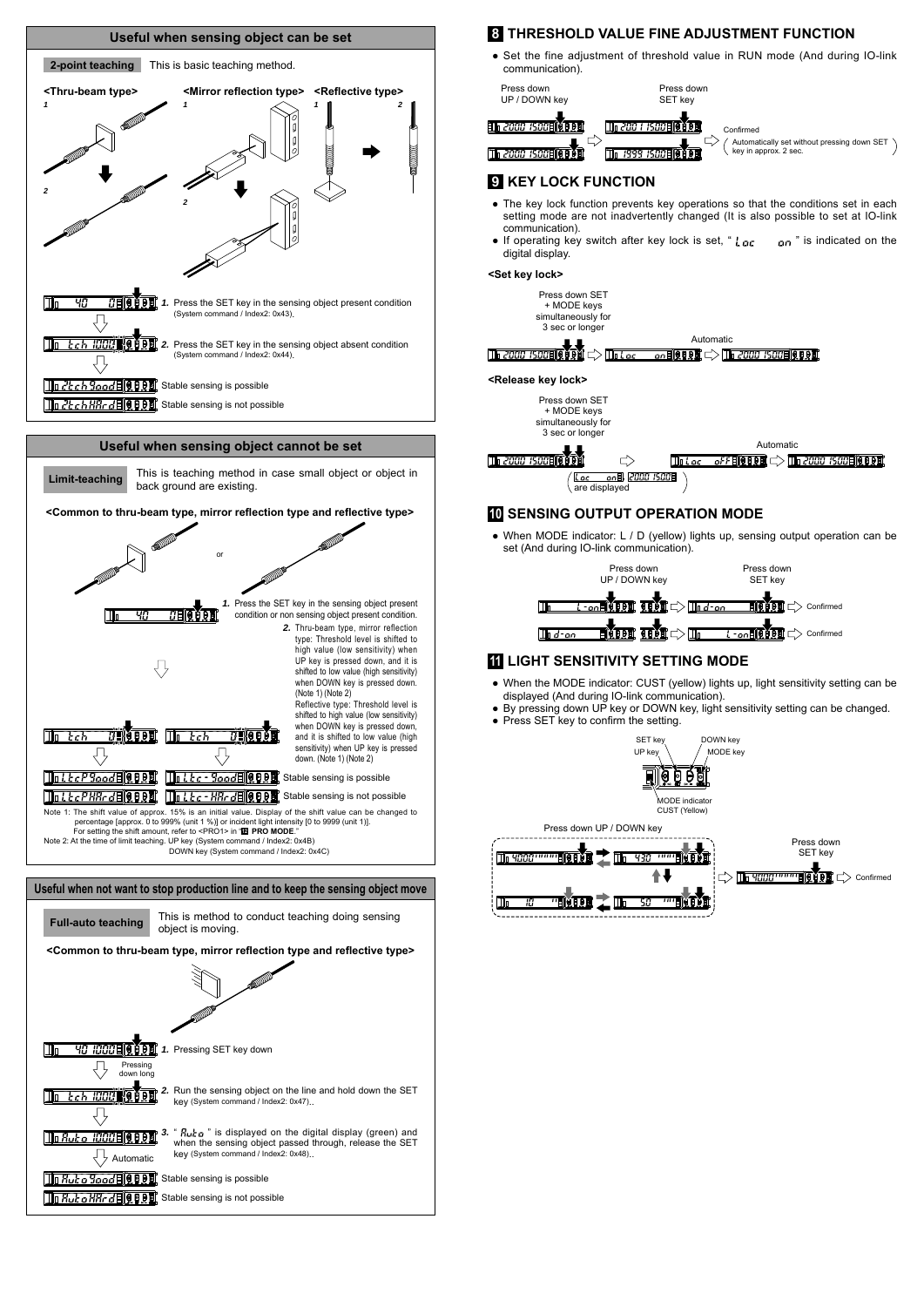## Useful when sensing object can be set

**2-point teaching** This is basic teaching method.

<Thru-beam type> <Mirror reflection type> <Reflective type>

1. Press the SET key in the sensing object present condition (System command / Index2: 0x43).
2. Press the SET key in the sensing object absent condition (System command / Index2: 0x44).

Stable sensing is possible

Stable sensing is not possible

## Useful when sensing object cannot be set

**Limit-teaching** This is teaching method in case small object or object in back ground are existing.

<Common to thru-beam type, mirror reflection type and reflective type>

1. Press the SET key in the sensing object present condition or non sensing object present condition.
2. Thru-beam type, mirror reflection type: Threshold level is shifted to high value (low sensitivity) when UP key is pressed down, and it is shifted to low value (high sensitivity) when DOWN key is pressed down. (Note 1) (Note 2)
   Reflective type: Threshold level is shifted to high value (low sensitivity) when DOWN key is pressed down, and it is shifted to low value (high sensitivity) when UP key is pressed down. (Note 1) (Note 2)

Stable sensing is possible

Stable sensing is not possible

Note 1: The shift value of approx. 15% is an initial value. Display of the shift value can be changed to percentage [approx. 0 to 999% (unit 1 %)] or incident light intensity [0 to 9999 (unit 1)]. For setting the shift amount, refer to <PRO1> in "12 PRO MODE."

Note 2: At the time of limit teaching. UP key (System command / Index2: 0x4B) DOWN key (System command / Index2: 0x4C)

## Useful when not want to stop production line and to keep the sensing object move

**Full-auto teaching** This is method to conduct teaching doing sensing object is moving.

<Common to thru-beam type, mirror reflection type and reflective type>

1. Pressing SET key down
2. Run the sensing object on the line and hold down the SET key (System command / Index2: 0x47).
3. " Auto " is displayed on the digital display (green) and when the sensing object passed through, release the SET key (System command / Index2: 0x48).

Stable sensing is possible

Stable sensing is not possible

## 8 THRESHOLD VALUE FINE ADJUSTMENT FUNCTION

- Set the fine adjustment of threshold value in RUN mode (And during IO-link communication).

Press down UP / DOWN key → Press down SET key → Confirmed (Automatically set without pressing down SET key in approx. 2 sec.)

## 9 KEY LOCK FUNCTION

- The key lock function prevents key operations so that the conditions set in each setting mode are not inadvertently changed (It is also possible to set at IO-link communication).
- If operating key switch after key lock is set, " Loc on " is indicated on the digital display.

**<Set key lock>**

Press down SET + MODE keys simultaneously for 3 sec or longer → Automatic

**<Release key lock>**

Press down SET + MODE keys simultaneously for 3 sec or longer (Loc on, 2000 1500 are displayed) → Automatic

## 10 SENSING OUTPUT OPERATION MODE

- When MODE indicator: L / D (yellow) lights up, sensing output operation can be set (And during IO-link communication).

Press down UP / DOWN key → Press down SET key → Confirmed

## 11 LIGHT SENSITIVITY SETTING MODE

- When the MODE indicator: CUST (yellow) lights up, light sensitivity setting can be displayed (And during IO-link communication).
- By pressing down UP key or DOWN key, light sensitivity setting can be changed.
- Press SET key to confirm the setting.

SET key, UP key, DOWN key, MODE key, MODE indicator CUST (Yellow)

Press down UP / DOWN key → Press down SET key → Confirmed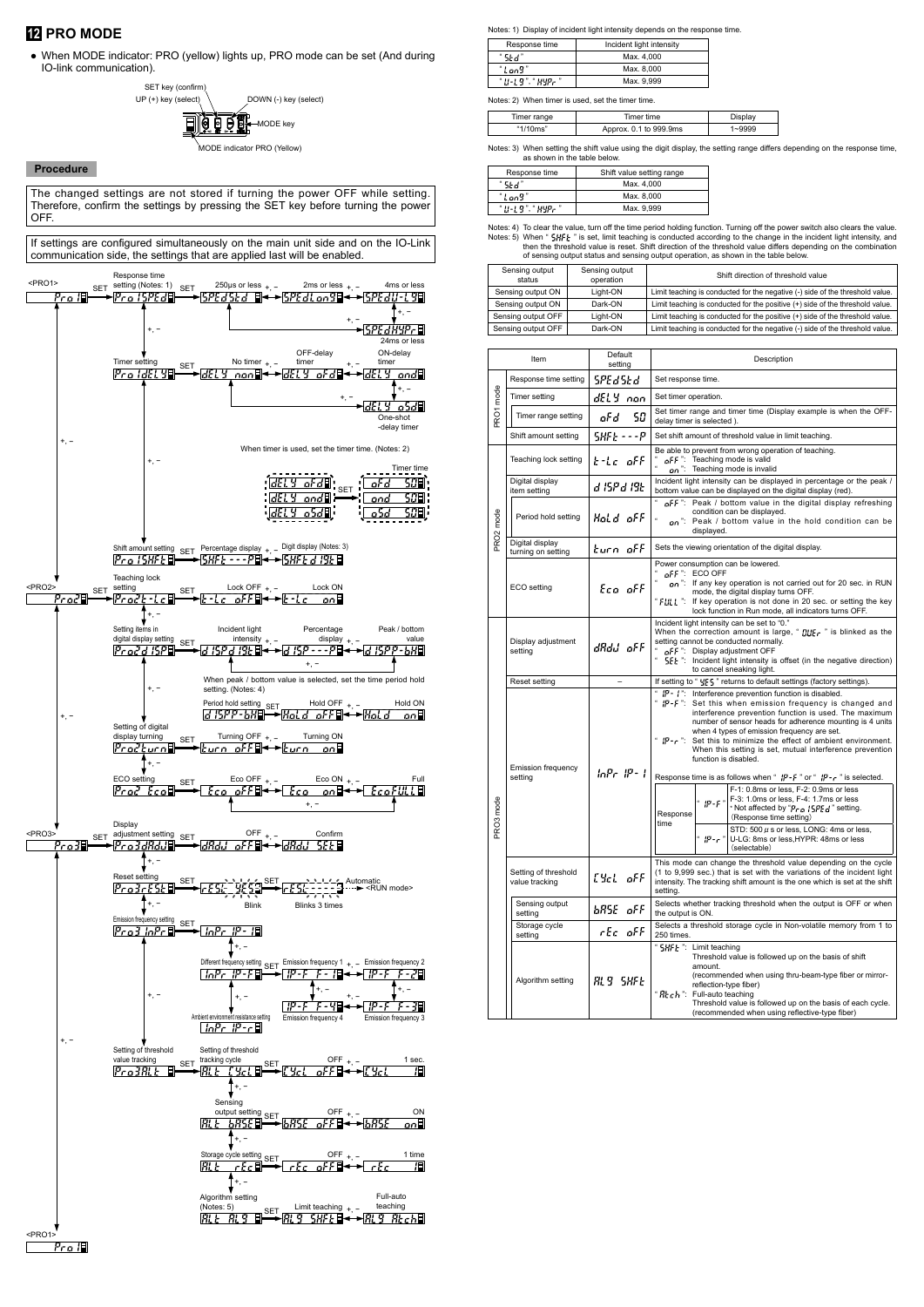## 12 PRO MODE

- When MODE indicator: PRO (yellow) lights up, PRO mode can be set (And during IO-link communication).

SET key (confirm)
UP (+) key (select)
DOWN (-) key (select)
MODE key
MODE indicator PRO (Yellow)

### Procedure

The changed settings are not stored if turning the power OFF while setting. Therefore, confirm the settings by pressing the SET key before turning the power OFF.

If settings are configured simultaneously on the main unit side and on the IO-Link communication side, the settings that are applied last will be enabled.

<PRO1> Pro1
- Response time setting (Notes: 1): Pro1SPEd → SET → 250µs or less: SPEdStd ↔ 2ms or less: SPEdLon9 ↔ 4ms or less: SPEdU-L9 ↔ 24ms or less: SPEdHYPr
- Timer setting: Pro1dELY → SET → No timer: dELY non ↔ OFF-delay timer: dELY oFd ↔ ON-delay timer: dELY ond ↔ One-shot-delay timer: dELY oSd
  - When timer is used, set the timer time. (Notes: 2) dELY oFd / dELY ond / dELY oSd → SET → Timer time: oFd 50 / ond 50 / oSd 50
- Shift amount setting: Pro1SHFt → SET → Percentage display: SHFt ---P ↔ Digit display (Notes: 3): SHFt d19t

<PRO2> Pro2
- Teaching lock setting: Pro2t-Lc → SET → Lock OFF: t-Lc oFF ↔ Lock ON: t-Lc on
- Setting items in digital display setting: Pro2d ISP → SET → Incident light intensity: d ISP d19t ↔ Percentage display: d ISP ---P ↔ Peak / bottom value: d ISPP-bH
  - When peak / bottom value is selected, set the time period hold setting. (Notes: 4) Period hold setting: d ISPP-bH → SET → Hold OFF: HoLd oFF ↔ Hold ON: HoLd on
- Setting of digital display turning: Pro2turn → SET → Turning OFF: turn oFF ↔ Turning ON: turn on
- ECO setting: Pro2 Eco → SET → Eco OFF: Eco oFF ↔ Eco ON: Eco on ↔ Full: EcoFULL

<PRO3> Pro3
- Display adjustment setting: Pro3dAdJ → SET → OFF: dAdJ oFF ↔ Confirm: dAdJ SEt
- Reset setting: Pro3rESt → SET → rESt YES (Blink) → SET → rESt ---- (Blinks 3 times) → Automatic <RUN mode>
- Emission frequency setting: Pro3 InPr → SET → InPr IP-1
  - Different frequency setting: InPr IP-F → SET → Emission frequency 1: IP-F F-1 ↔ Emission frequency 2: IP-F F-2 ↔ Emission frequency 3: IP-F F-3 ↔ Emission frequency 4: IP-F F-4
  - Ambient environment resistance setting: InPr IP-r
- Setting of threshold value tracking: Pro3ALt → SET
  - Setting of threshold tracking cycle: ALt CYcL → SET → OFF: CYcL oFF ↔ 1 sec.: CYcL 1
  - Sensing output setting: ALt bASE → SET → OFF: bASE oFF ↔ ON: bASE on
  - Storage cycle setting: ALt rEc → SET → OFF: rEc oFF ↔ 1 time: rEc 1
  - Algorithm setting (Notes: 5): ALt AL9 → SET → Limit teaching: AL9 SHFt ↔ Full-auto teaching: AL9 Atch

<PRO1> Pro1

Notes: 1) Display of incident light intensity depends on the response time.

| Response time | Incident light intensity |
|---|---|
| "Std" | Max. 4,000 |
| "Lon9" | Max. 8,000 |
| "U-L9", "HYPr" | Max. 9,999 |

Notes: 2) When timer is used, set the timer time.

| Timer range | Timer time | Display |
|---|---|---|
| "1/10ms" | Approx. 0.1 to 999.9ms | 1~9999 |

Notes: 3) When setting the shift value using the digit display, the setting range differs depending on the response time, as shown in the table below.

| Response time | Shift value setting range |
|---|---|
| "Std" | Max. 4,000 |
| "Lon9" | Max. 8,000 |
| "U-L9", "HYPr" | Max. 9,999 |

Notes: 4) To clear the value, turn off the time period holding function. Turning off the power switch also clears the value.
Notes: 5) When "SHFt" is set, limit teaching is conducted according to the change in the incident light intensity, and then the threshold value is reset. Shift direction of the threshold value differs depending on the combination of sensing output status and sensing output operation, as shown in the table below.

| Sensing output status | Sensing output operation | Shift direction of threshold value |
|---|---|---|
| Sensing output ON | Light-ON | Limit teaching is conducted for the negative (-) side of the threshold value. |
| Sensing output ON | Dark-ON | Limit teaching is conducted for the positive (+) side of the threshold value. |
| Sensing output OFF | Light-ON | Limit teaching is conducted for the positive (+) side of the threshold value. |
| Sensing output OFF | Dark-ON | Limit teaching is conducted for the negative (-) side of the threshold value. |

| Mode | Item | Default setting | Description |
|---|---|---|---|
| PRO1 mode | Response time setting | SPEd Std | Set response time. |
| | Timer setting | dELY non | Set timer operation. |
| | Timer range setting | oFd 50 | Set timer range and timer time (Display example is when the OFF-delay timer is selected ). |
| | Shift amount setting | SHFt ---P | Set shift amount of threshold value in limit teaching. |
| PRO2 mode | Teaching lock setting | t-Lc oFF | Be able to prevent from wrong operation of teaching. "oFF": Teaching mode is valid "on": Teaching mode is invalid |
| | Digital display item setting | d ISP d19t | Incident light intensity can be displayed in percentage or the peak / bottom value can be displayed on the digital display (red). |
| | Period hold setting | HoLd oFF | "oFF": Peak / bottom value in the digital display refreshing condition can be displayed. "on": Peak / bottom value in the hold condition can be displayed. |
| | Digital display turning on setting | turn oFF | Sets the viewing orientation of the digital display. |
| | ECO setting | Eco oFF | Power consumption can be lowered. "oFF": ECO OFF "on": If any key operation is not carried out for 20 sec. in RUN mode, the digital display turns OFF. "FULL": If key operation is not done in 20 sec. or setting the key lock function in Run mode, all indicators turns OFF. |
| PRO3 mode | Display adjustment setting | dAdJ oFF | Incident light intensity can be set to "0." When the correction amount is large, "OUEr" is blinked as the setting cannot be conducted normally. "oFF": Display adjustment OFF "SEt": Incident light intensity is offset (in the negative direction) to cancel sneaking light. |
| | Reset setting | – | If setting to "YES" returns to default settings (factory settings). |
| | Emission frequency setting | InPr IP-1 | "IP-1": Interference prevention function is disabled. "IP-F": Set this when emission frequency is changed and interference prevention function is used. The maximum number of sensor heads for adherence mounting is 4 units when 4 types of emission frequency are set. "IP-r": Set this to minimize the effect of ambient environment. When this setting is set, mutual interference prevention function is disabled. Response time is as follows when "IP-F" or "IP-r" is selected. Response time: "IP-F": F-1: 0.8ms or less, F-2: 0.9ms or less, F-3: 1.0ms or less, F-4: 1.7ms or less, * Not affected by "Pro1SPEd" setting. (Response time setting) "IP-r": STD: 500 µs or less, LONG: 4ms or less, U-LG: 8ms or less, HYPR: 48ms or less (selectable) |
| | Setting of threshold value tracking | CYcL oFF | This mode can change the threshold value depending on the cycle (1 to 9,999 sec.) that is set with the variations of the incident light intensity. The tracking shift amount is the one which is set at the shift setting. |
| | Sensing output setting | bASE oFF | Selects whether tracking threshold when the output is OFF or when the output is ON. |
| | Storage cycle setting | rEc oFF | Selects a threshold storage cycle in Non-volatile memory from 1 to 250 times. |
| | Algorithm setting | AL9 SHFt | "SHFt": Limit teaching. Threshold value is followed up on the basis of shift amount. (recommended when using thru-beam-type fiber or mirror-reflection-type fiber) "Atch": Full-auto teaching. Threshold value is followed up on the basis of each cycle. (recommended when using reflective-type fiber) |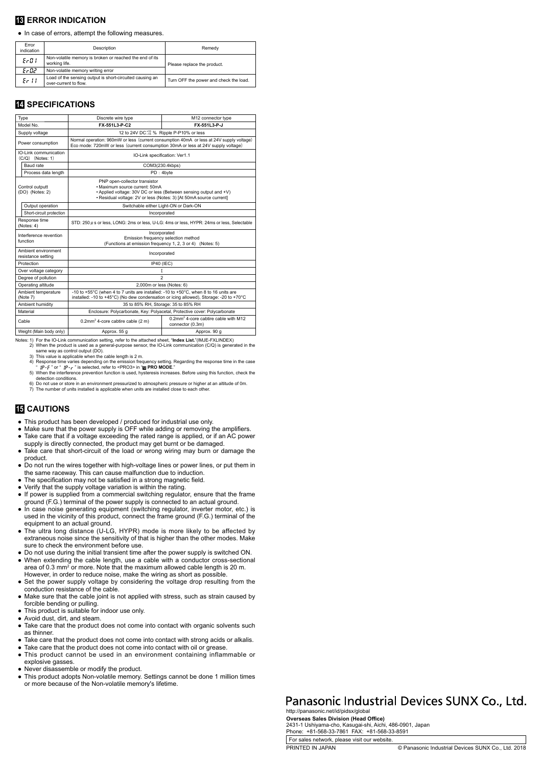## 13 ERROR INDICATION

- In case of errors, attempt the following measures.

| Error indication | Description | Remedy |
|---|---|---|
| Er01 | Non-volatile memory is broken or reached the end of its working life. | Please replace the product. |
| Er02 | Non-volatile memory writing error | |
| Er11 | Load of the sensing output is short-circuited causing an over-current to flow. | Turn OFF the power and check the load. |

## 14 SPECIFICATIONS

| Type | | Discrete wire type | M12 connector type |
|---|---|---|---|
| Model No. | | **FX-551L3-P-C2** | **FX-551L3-P-J** |
| Supply voltage | | 12 to 24V DC $^{+10}_{-15}$ % Ripple P-P10% or less | |
| Power consumption | | Normal operation: 960mW or less (current consumption 40mA or less at 24V supply voltage) Eco mode: 720mW or less (current consumption 30mA or less at 24V supply voltage) | |
| IO-Link communication (C/Q) (Notes: 1) | | IO-Link specification: Ver1.1 | |
| | Baud rate | COM3(230.4kbps) | |
| | Process data length | PD : 4byte | |
| Control outputt (DO) (Notes: 2) | | PNP open-collector transistor • Maximum source current: 50mA • Applied voltage: 30V DC or less (Between sensing output and +V) • Residual voltage: 2V or less (Notes: 3) [At 50mA source current] | |
| | Output operation | Switchable either Light-ON or Dark-ON | |
| | Short-circuit protection | Incorporated | |
| Response time (Notes: 4) | | STD: 250 μs or less, LONG: 2ms or less, U-LG: 4ms or less, HYPR: 24ms or less, Selectable | |
| Interference revention function | | Incorporated Emission frequency selection method (Functions at emission frequency 1, 2, 3 or 4) (Notes: 5) | |
| Ambient environment resistance setting | | Incorporated | |
| Protection | | IP40 (IEC) | |
| Over voltage category | | I | |
| Degree of pollution | | 2 | |
| Operating altitude | | 2,000m or less (Notes: 6) | |
| Ambient temperature (Note 7) | | -10 to +55°C (when 4 to 7 units are installed: -10 to +50°C, when 8 to 16 units are installed: -10 to +45°C) (No dew condensation or icing allowed), Storage: -20 to +70°C | |
| Ambient humidity | | 35 to 85% RH, Storage: 35 to 85% RH | |
| Material | | Enclosure: Polycarbonate, Key: Polyacetal, Protective cover: Polycarbonate | |
| Cable | | 0.2mm² 4-core cabtire cable (2 m) | 0.2mm² 4-core cabtire cable with M12 connector (0.3m) |
| Weight (Main body only) | | Approx. 55 g | Approx. 90 g |

Notes: 1) For the IO-Link communication setting, refer to the attached sheet, "**Index List.**"(IMJE-FXLINDEX)
2) When the product is used as a general-purpose sensor, the IO-Link communication (C/Q) is generated in the same way as control output (DO).
3) This value is applicable when the cable length is 2 m.
4) Response time varies depending on the emission frequency setting. Regarding the response time in the case " IP-F " or " IP-r " is selected, refer to <PRO3> in "11 **PRO MODE**."
5) When the interference prevention function is used, hysteresis increases. Before using this function, check the detection conditions.
6) Do not use or store in an environment pressurized to atmospheric pressure or higher at an altitude of 0m.
7) The number of units installed is applicable when units are installed close to each other.

## 15 CAUTIONS

- This product has been developed / produced for industrial use only.
- Make sure that the power supply is OFF while adding or removing the amplifiers.
- Take care that if a voltage exceeding the rated range is applied, or if an AC power supply is directly connected, the product may get burnt or be damaged.
- Take care that short-circuit of the load or wrong wiring may burn or damage the product.
- Do not run the wires together with high-voltage lines or power lines, or put them in the same raceway. This can cause malfunction due to induction.
- The specification may not be satisfied in a strong magnetic field.
- Verify that the supply voltage variation is within the rating.
- If power is supplied from a commercial switching regulator, ensure that the frame ground (F.G.) terminal of the power supply is connected to an actual ground.
- In case noise generating equipment (switching regulator, inverter motor, etc.) is used in the vicinity of this product, connect the frame ground (F.G.) terminal of the equipment to an actual ground.
- The ultra long distance (U-LG, HYPR) mode is more likely to be affected by extraneous noise since the sensitivity of that is higher than the other modes. Make sure to check the environment before use.
- Do not use during the initial transient time after the power supply is switched ON.
- When extending the cable length, use a cable with a conductor cross-sectional area of 0.3 mm² or more. Note that the maximum allowed cable length is 20 m. However, in order to reduce noise, make the wiring as short as possible.
- Set the power supply voltage by considering the voltage drop resulting from the conduction resistance of the cable.
- Make sure that the cable joint is not applied with stress, such as strain caused by forcible bending or pulling.
- This product is suitable for indoor use only.
- Avoid dust, dirt, and steam.
- Take care that the product does not come into contact with organic solvents such as thinner.
- Take care that the product does not come into contact with strong acids or alkalis.
- Take care that the product does not come into contact with oil or grease.
- This product cannot be used in an environment containing inflammable or explosive gasses.
- Never disassemble or modify the product.
- This product adopts Non-volatile memory. Settings cannot be done 1 million times or more because of the Non-volatile memory's lifetime.

**Panasonic Industrial Devices SUNX Co., Ltd.**
http://panasonic.net/id/pidsx/global
**Overseas Sales Division (Head Office)**
2431-1 Ushiyama-cho, Kasugai-shi, Aichi, 486-0901, Japan
Phone: +81-568-33-7861 FAX: +81-568-33-8591
For sales network, please visit our website.

PRINTED IN JAPAN © Panasonic Industrial Devices SUNX Co., Ltd. 2018